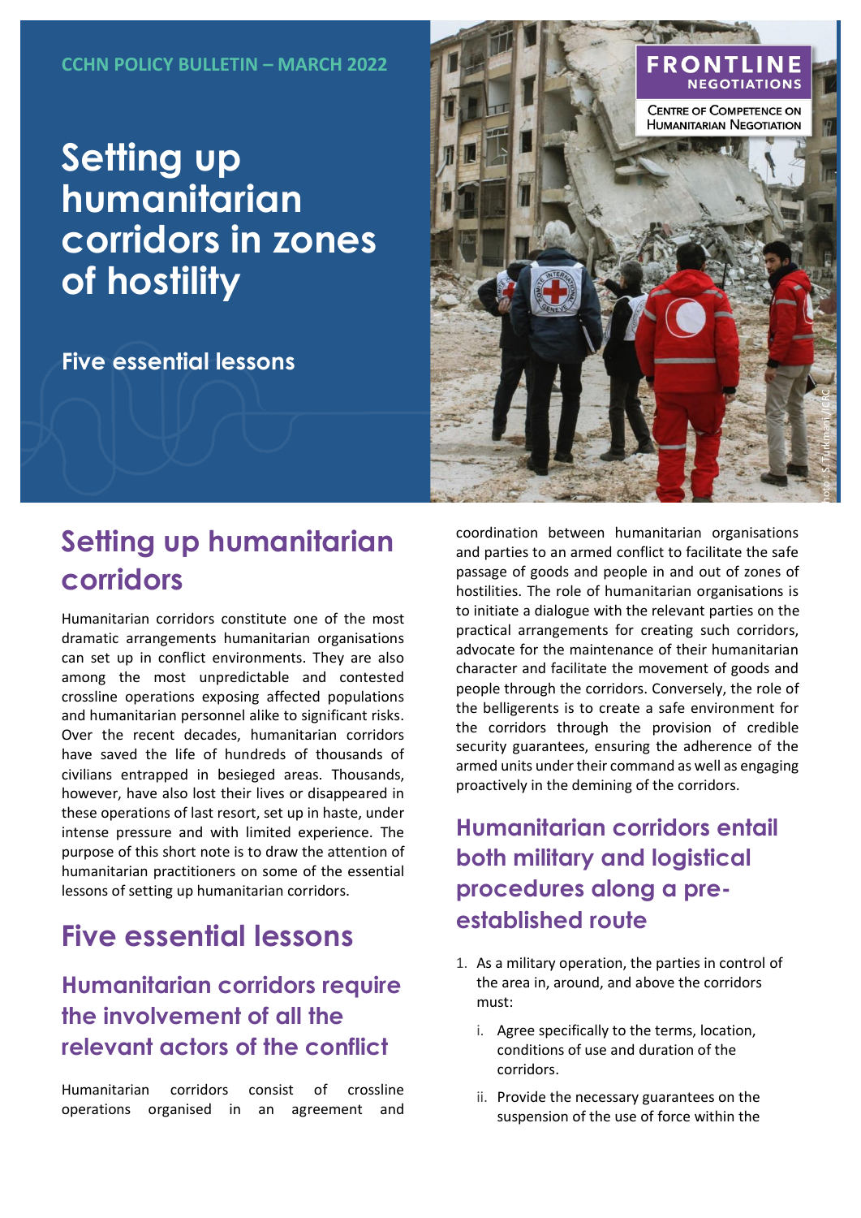CCHN POLICY BULLETIN – MARCH 2022

# Setting up humanitarian corridors in zones of hostility

Five essential lessons

FRONTLINE NEGOTIATIONS

Centre of Competence on Humanitarian Negotiation

## Setting up humanitarian corridors

Humanitarian corridors constitute one of the most dramatic arrangements humanitarian organisations can set up in conflict environments. They are also among the most unpredictable and contested crossline operations exposing affected populations and humanitarian personnel alike to significant risks. Over the recent decades, humanitarian corridors have saved the life of hundreds of thousands of civilians entrapped in besieged areas. Thousands, however, have also lost their lives or disappeared in these operations of last resort, set up in haste, under intense pressure and with limited experience. The purpose of this short note is to draw the attention of humanitarian practitioners on some of the essential lessons of setting up humanitarian corridors.

## Five essential lessons

### Humanitarian corridors require the involvement of all the relevant actors of the conflict

Humanitarian corridors consist of crossline operations organised in an agreement and coordination between humanitarian organisations and parties to an armed conflict to facilitate the safe passage of goods and people in and out of zones of hostilities. The role of humanitarian organisations is to initiate a dialogue with the relevant parties on the practical arrangements for creating such corridors, advocate for the maintenance of their humanitarian character and facilitate the movement of goods and people through the corridors. Conversely, the role of the belligerents is to create a safe environment for the corridors through the provision of credible security guarantees, ensuring the adherence of the armed units under their command as well as engaging proactively in the demining of the corridors.

### Humanitarian corridors entail both military and logistical procedures along a pre-established route

1. As a military operation, the parties in control of the area in, around, and above the corridors must:
   1. Agree specifically to the terms, location, conditions of use and duration of the corridors.
   2. Provide the necessary guarantees on the suspension of the use of force within the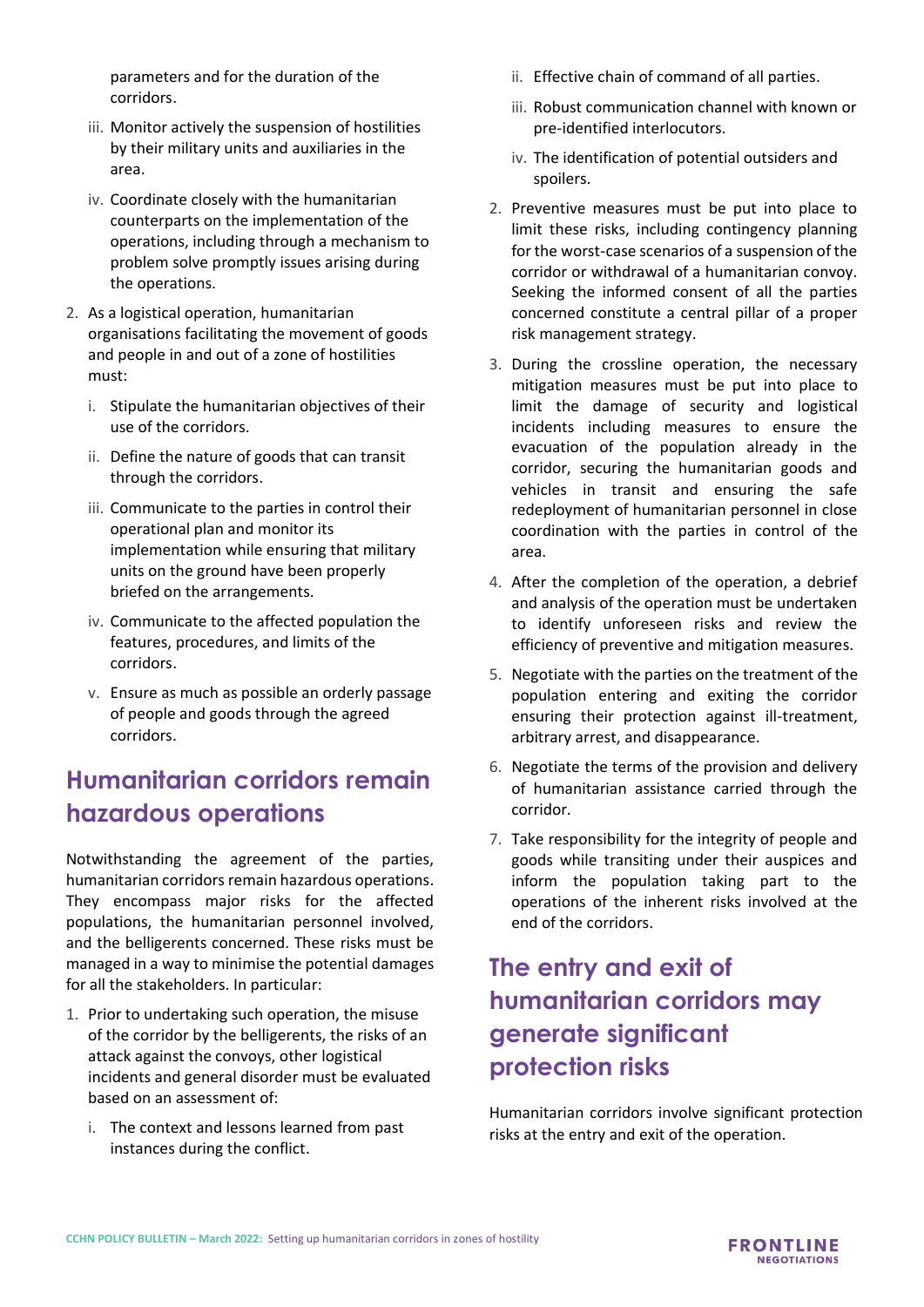parameters and for the duration of the corridors.

iii. Monitor actively the suspension of hostilities by their military units and auxiliaries in the area.

iv. Coordinate closely with the humanitarian counterparts on the implementation of the operations, including through a mechanism to problem solve promptly issues arising during the operations.

2. As a logistical operation, humanitarian organisations facilitating the movement of goods and people in and out of a zone of hostilities must:

   i. Stipulate the humanitarian objectives of their use of the corridors.

   ii. Define the nature of goods that can transit through the corridors.

   iii. Communicate to the parties in control their operational plan and monitor its implementation while ensuring that military units on the ground have been properly briefed on the arrangements.

   iv. Communicate to the affected population the features, procedures, and limits of the corridors.

   v. Ensure as much as possible an orderly passage of people and goods through the agreed corridors.

## Humanitarian corridors remain hazardous operations

Notwithstanding the agreement of the parties, humanitarian corridors remain hazardous operations. They encompass major risks for the affected populations, the humanitarian personnel involved, and the belligerents concerned. These risks must be managed in a way to minimise the potential damages for all the stakeholders. In particular:

1. Prior to undertaking such operation, the misuse of the corridor by the belligerents, the risks of an attack against the convoys, other logistical incidents and general disorder must be evaluated based on an assessment of:

   i. The context and lessons learned from past instances during the conflict.

   ii. Effective chain of command of all parties.

   iii. Robust communication channel with known or pre-identified interlocutors.

   iv. The identification of potential outsiders and spoilers.

2. Preventive measures must be put into place to limit these risks, including contingency planning for the worst-case scenarios of a suspension of the corridor or withdrawal of a humanitarian convoy. Seeking the informed consent of all the parties concerned constitute a central pillar of a proper risk management strategy.

3. During the crossline operation, the necessary mitigation measures must be put into place to limit the damage of security and logistical incidents including measures to ensure the evacuation of the population already in the corridor, securing the humanitarian goods and vehicles in transit and ensuring the safe redeployment of humanitarian personnel in close coordination with the parties in control of the area.

4. After the completion of the operation, a debrief and analysis of the operation must be undertaken to identify unforeseen risks and review the efficiency of preventive and mitigation measures.

5. Negotiate with the parties on the treatment of the population entering and exiting the corridor ensuring their protection against ill-treatment, arbitrary arrest, and disappearance.

6. Negotiate the terms of the provision and delivery of humanitarian assistance carried through the corridor.

7. Take responsibility for the integrity of people and goods while transiting under their auspices and inform the population taking part to the operations of the inherent risks involved at the end of the corridors.

## The entry and exit of humanitarian corridors may generate significant protection risks

Humanitarian corridors involve significant protection risks at the entry and exit of the operation.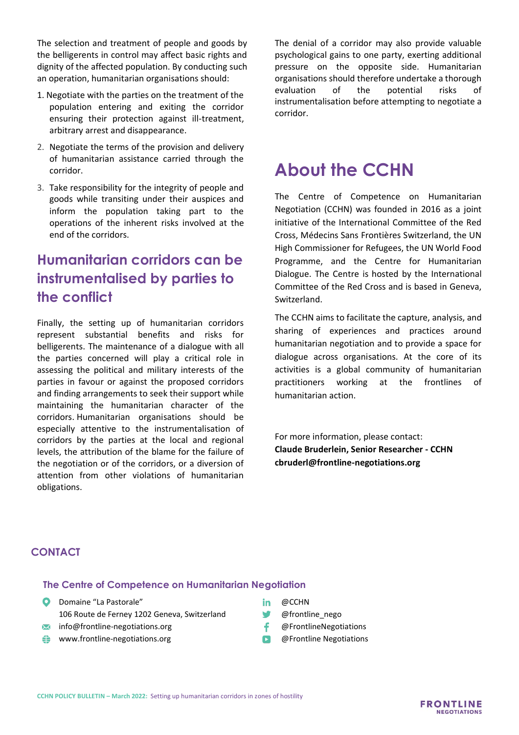The selection and treatment of people and goods by the belligerents in control may affect basic rights and dignity of the affected population. By conducting such an operation, humanitarian organisations should:

1. Negotiate with the parties on the treatment of the population entering and exiting the corridor ensuring their protection against ill-treatment, arbitrary arrest and disappearance.
2. Negotiate the terms of the provision and delivery of humanitarian assistance carried through the corridor.
3. Take responsibility for the integrity of people and goods while transiting under their auspices and inform the population taking part to the operations of the inherent risks involved at the end of the corridors.

## Humanitarian corridors can be instrumentalised by parties to the conflict

Finally, the setting up of humanitarian corridors represent substantial benefits and risks for belligerents. The maintenance of a dialogue with all the parties concerned will play a critical role in assessing the political and military interests of the parties in favour or against the proposed corridors and finding arrangements to seek their support while maintaining the humanitarian character of the corridors. Humanitarian organisations should be especially attentive to the instrumentalisation of corridors by the parties at the local and regional levels, the attribution of the blame for the failure of the negotiation or of the corridors, or a diversion of attention from other violations of humanitarian obligations.

The denial of a corridor may also provide valuable psychological gains to one party, exerting additional pressure on the opposite side. Humanitarian organisations should therefore undertake a thorough evaluation of the potential risks of instrumentalisation before attempting to negotiate a corridor.

# About the CCHN

The Centre of Competence on Humanitarian Negotiation (CCHN) was founded in 2016 as a joint initiative of the International Committee of the Red Cross, Médecins Sans Frontières Switzerland, the UN High Commissioner for Refugees, the UN World Food Programme, and the Centre for Humanitarian Dialogue. The Centre is hosted by the International Committee of the Red Cross and is based in Geneva, Switzerland.

The CCHN aims to facilitate the capture, analysis, and sharing of experiences and practices around humanitarian negotiation and to provide a space for dialogue across organisations. At the core of its activities is a global community of humanitarian practitioners working at the frontlines of humanitarian action.

For more information, please contact:
**Claude Bruderlein, Senior Researcher - CCHN**
**cbruderl@frontline-negotiations.org**

## CONTACT

### The Centre of Competence on Humanitarian Negotiation

Domaine "La Pastorale"
106 Route de Ferney 1202 Geneva, Switzerland
info@frontline-negotiations.org
www.frontline-negotiations.org

@CCHN
@frontline_nego
@FrontlineNegotiations
@Frontline Negotiations